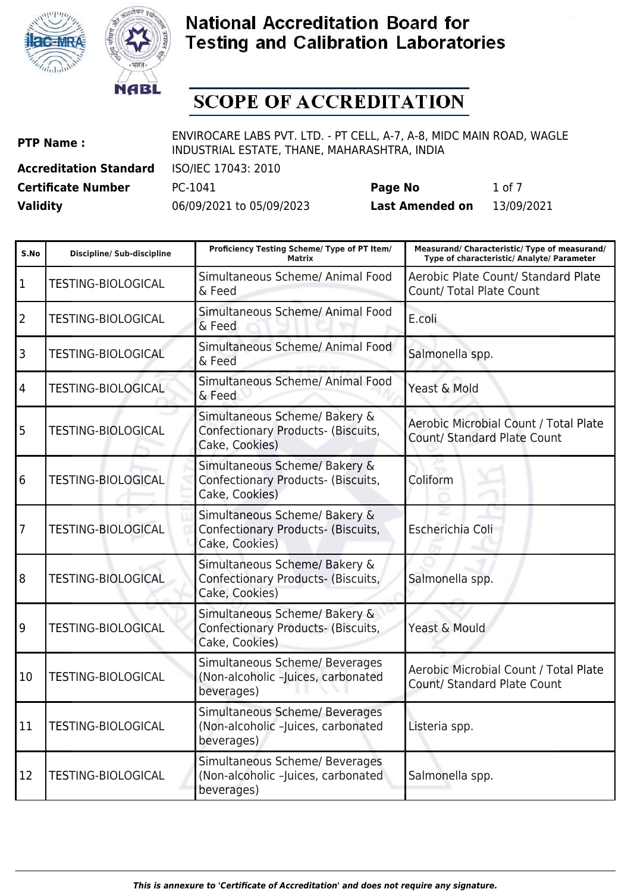# National Accreditation Board for Testing and Calibration Laboratories

## SCOPE OF ACCREDITATION

| | | | |
|---|---|---|---|
| **PTP Name :** | ENVIROCARE LABS PVT. LTD. - PT CELL, A-7, A-8, MIDC MAIN ROAD, WAGLE INDUSTRIAL ESTATE, THANE, MAHARASHTRA, INDIA | | |
| **Accreditation Standard** | ISO/IEC 17043: 2010 | | |
| **Certificate Number** | PC-1041 | **Page No** | 1 of 7 |
| **Validity** | 06/09/2021 to 05/09/2023 | **Last Amended on** | 13/09/2021 |

| S.No | Discipline/ Sub-discipline | Proficiency Testing Scheme/ Type of PT Item/ Matrix | Measurand/ Characteristic/ Type of measurand/ Type of characteristic/ Analyte/ Parameter |
|---|---|---|---|
| 1 | TESTING-BIOLOGICAL | Simultaneous Scheme/ Animal Food & Feed | Aerobic Plate Count/ Standard Plate Count/ Total Plate Count |
| 2 | TESTING-BIOLOGICAL | Simultaneous Scheme/ Animal Food & Feed | E.coli |
| 3 | TESTING-BIOLOGICAL | Simultaneous Scheme/ Animal Food & Feed | Salmonella spp. |
| 4 | TESTING-BIOLOGICAL | Simultaneous Scheme/ Animal Food & Feed | Yeast & Mold |
| 5 | TESTING-BIOLOGICAL | Simultaneous Scheme/ Bakery & Confectionary Products- (Biscuits, Cake, Cookies) | Aerobic Microbial Count / Total Plate Count/ Standard Plate Count |
| 6 | TESTING-BIOLOGICAL | Simultaneous Scheme/ Bakery & Confectionary Products- (Biscuits, Cake, Cookies) | Coliform |
| 7 | TESTING-BIOLOGICAL | Simultaneous Scheme/ Bakery & Confectionary Products- (Biscuits, Cake, Cookies) | Escherichia Coli |
| 8 | TESTING-BIOLOGICAL | Simultaneous Scheme/ Bakery & Confectionary Products- (Biscuits, Cake, Cookies) | Salmonella spp. |
| 9 | TESTING-BIOLOGICAL | Simultaneous Scheme/ Bakery & Confectionary Products- (Biscuits, Cake, Cookies) | Yeast & Mould |
| 10 | TESTING-BIOLOGICAL | Simultaneous Scheme/ Beverages (Non-alcoholic –Juices, carbonated beverages) | Aerobic Microbial Count / Total Plate Count/ Standard Plate Count |
| 11 | TESTING-BIOLOGICAL | Simultaneous Scheme/ Beverages (Non-alcoholic –Juices, carbonated beverages) | Listeria spp. |
| 12 | TESTING-BIOLOGICAL | Simultaneous Scheme/ Beverages (Non-alcoholic –Juices, carbonated beverages) | Salmonella spp. |

*This is annexure to 'Certificate of Accreditation' and does not require any signature.*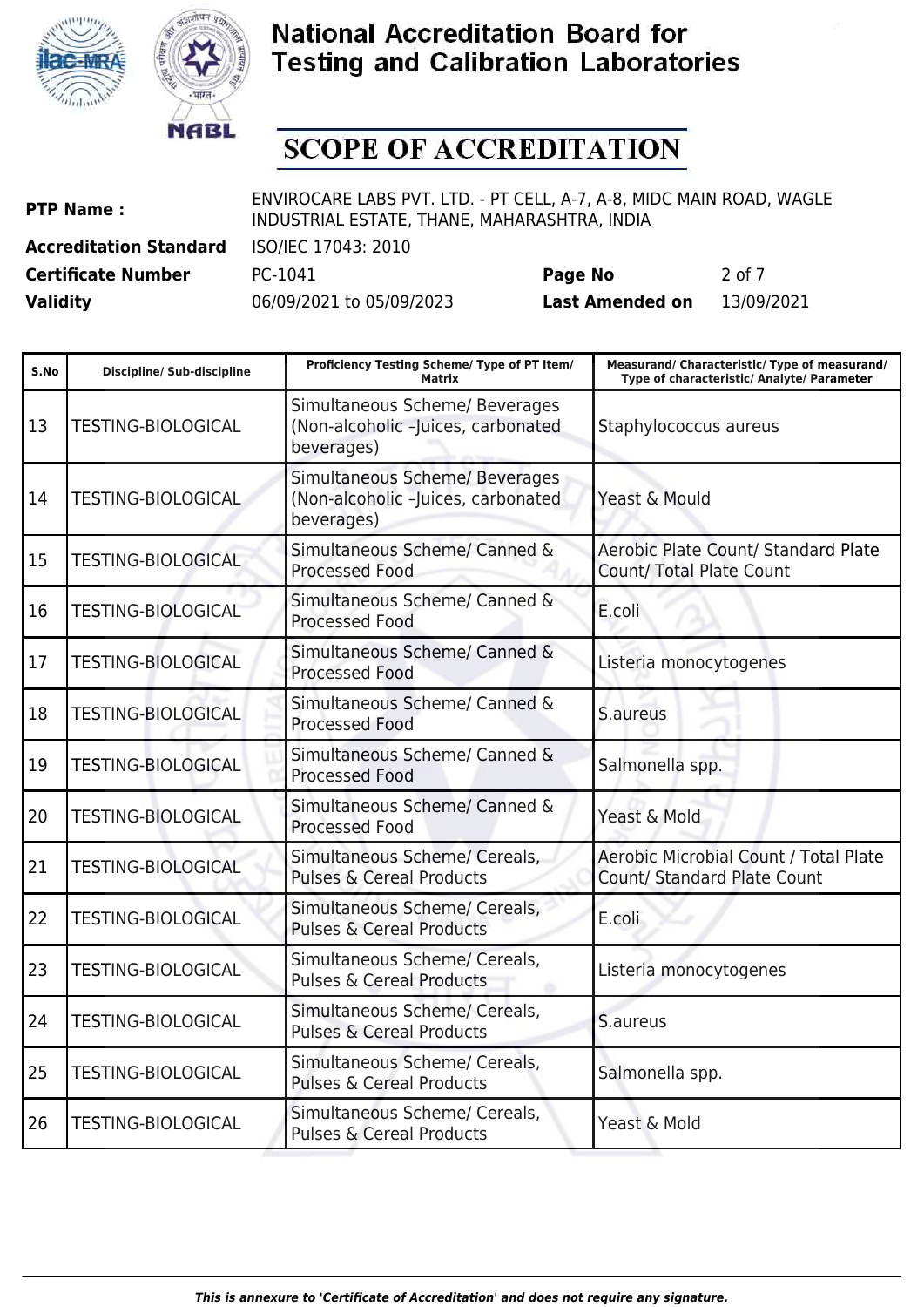# National Accreditation Board for Testing and Calibration Laboratories

## SCOPE OF ACCREDITATION

| | | | |
|---|---|---|---|
| **PTP Name :** | ENVIROCARE LABS PVT. LTD. - PT CELL, A-7, A-8, MIDC MAIN ROAD, WAGLE INDUSTRIAL ESTATE, THANE, MAHARASHTRA, INDIA | | |
| **Accreditation Standard** | ISO/IEC 17043: 2010 | | |
| **Certificate Number** | PC-1041 | **Page No** | 2 of 7 |
| **Validity** | 06/09/2021 to 05/09/2023 | **Last Amended on** | 13/09/2021 |

| S.No | Discipline/ Sub-discipline | Proficiency Testing Scheme/ Type of PT Item/ Matrix | Measurand/ Characteristic/ Type of measurand/ Type of characteristic/ Analyte/ Parameter |
|---|---|---|---|
| 13 | TESTING-BIOLOGICAL | Simultaneous Scheme/ Beverages (Non-alcoholic –Juices, carbonated beverages) | Staphylococcus aureus |
| 14 | TESTING-BIOLOGICAL | Simultaneous Scheme/ Beverages (Non-alcoholic –Juices, carbonated beverages) | Yeast & Mould |
| 15 | TESTING-BIOLOGICAL | Simultaneous Scheme/ Canned & Processed Food | Aerobic Plate Count/ Standard Plate Count/ Total Plate Count |
| 16 | TESTING-BIOLOGICAL | Simultaneous Scheme/ Canned & Processed Food | E.coli |
| 17 | TESTING-BIOLOGICAL | Simultaneous Scheme/ Canned & Processed Food | Listeria monocytogenes |
| 18 | TESTING-BIOLOGICAL | Simultaneous Scheme/ Canned & Processed Food | S.aureus |
| 19 | TESTING-BIOLOGICAL | Simultaneous Scheme/ Canned & Processed Food | Salmonella spp. |
| 20 | TESTING-BIOLOGICAL | Simultaneous Scheme/ Canned & Processed Food | Yeast & Mold |
| 21 | TESTING-BIOLOGICAL | Simultaneous Scheme/ Cereals, Pulses & Cereal Products | Aerobic Microbial Count / Total Plate Count/ Standard Plate Count |
| 22 | TESTING-BIOLOGICAL | Simultaneous Scheme/ Cereals, Pulses & Cereal Products | E.coli |
| 23 | TESTING-BIOLOGICAL | Simultaneous Scheme/ Cereals, Pulses & Cereal Products | Listeria monocytogenes |
| 24 | TESTING-BIOLOGICAL | Simultaneous Scheme/ Cereals, Pulses & Cereal Products | S.aureus |
| 25 | TESTING-BIOLOGICAL | Simultaneous Scheme/ Cereals, Pulses & Cereal Products | Salmonella spp. |
| 26 | TESTING-BIOLOGICAL | Simultaneous Scheme/ Cereals, Pulses & Cereal Products | Yeast & Mold |

*This is annexure to 'Certificate of Accreditation' and does not require any signature.*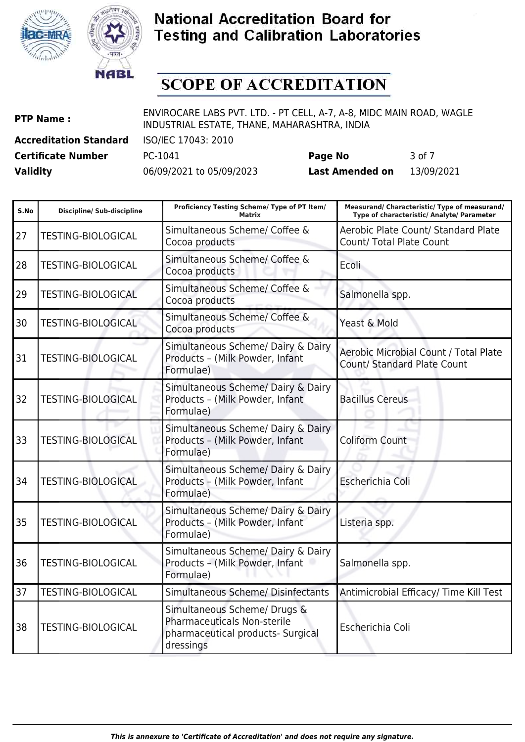# National Accreditation Board for Testing and Calibration Laboratories

## SCOPE OF ACCREDITATION

| | | | |
|---|---|---|---|
| **PTP Name :** | ENVIROCARE LABS PVT. LTD. - PT CELL, A-7, A-8, MIDC MAIN ROAD, WAGLE INDUSTRIAL ESTATE, THANE, MAHARASHTRA, INDIA | | |
| **Accreditation Standard** | ISO/IEC 17043: 2010 | | |
| **Certificate Number** | PC-1041 | **Page No** | 3 of 7 |
| **Validity** | 06/09/2021 to 05/09/2023 | **Last Amended on** | 13/09/2021 |

| S.No | Discipline/ Sub-discipline | Proficiency Testing Scheme/ Type of PT Item/ Matrix | Measurand/ Characteristic/ Type of measurand/ Type of characteristic/ Analyte/ Parameter |
|---|---|---|---|
| 27 | TESTING-BIOLOGICAL | Simultaneous Scheme/ Coffee & Cocoa products | Aerobic Plate Count/ Standard Plate Count/ Total Plate Count |
| 28 | TESTING-BIOLOGICAL | Simultaneous Scheme/ Coffee & Cocoa products | Ecoli |
| 29 | TESTING-BIOLOGICAL | Simultaneous Scheme/ Coffee & Cocoa products | Salmonella spp. |
| 30 | TESTING-BIOLOGICAL | Simultaneous Scheme/ Coffee & Cocoa products | Yeast & Mold |
| 31 | TESTING-BIOLOGICAL | Simultaneous Scheme/ Dairy & Dairy Products – (Milk Powder, Infant Formulae) | Aerobic Microbial Count / Total Plate Count/ Standard Plate Count |
| 32 | TESTING-BIOLOGICAL | Simultaneous Scheme/ Dairy & Dairy Products – (Milk Powder, Infant Formulae) | Bacillus Cereus |
| 33 | TESTING-BIOLOGICAL | Simultaneous Scheme/ Dairy & Dairy Products – (Milk Powder, Infant Formulae) | Coliform Count |
| 34 | TESTING-BIOLOGICAL | Simultaneous Scheme/ Dairy & Dairy Products – (Milk Powder, Infant Formulae) | Escherichia Coli |
| 35 | TESTING-BIOLOGICAL | Simultaneous Scheme/ Dairy & Dairy Products – (Milk Powder, Infant Formulae) | Listeria spp. |
| 36 | TESTING-BIOLOGICAL | Simultaneous Scheme/ Dairy & Dairy Products – (Milk Powder, Infant Formulae) | Salmonella spp. |
| 37 | TESTING-BIOLOGICAL | Simultaneous Scheme/ Disinfectants | Antimicrobial Efficacy/ Time Kill Test |
| 38 | TESTING-BIOLOGICAL | Simultaneous Scheme/ Drugs & Pharmaceuticals Non-sterile pharmaceutical products- Surgical dressings | Escherichia Coli |

*This is annexure to 'Certificate of Accreditation' and does not require any signature.*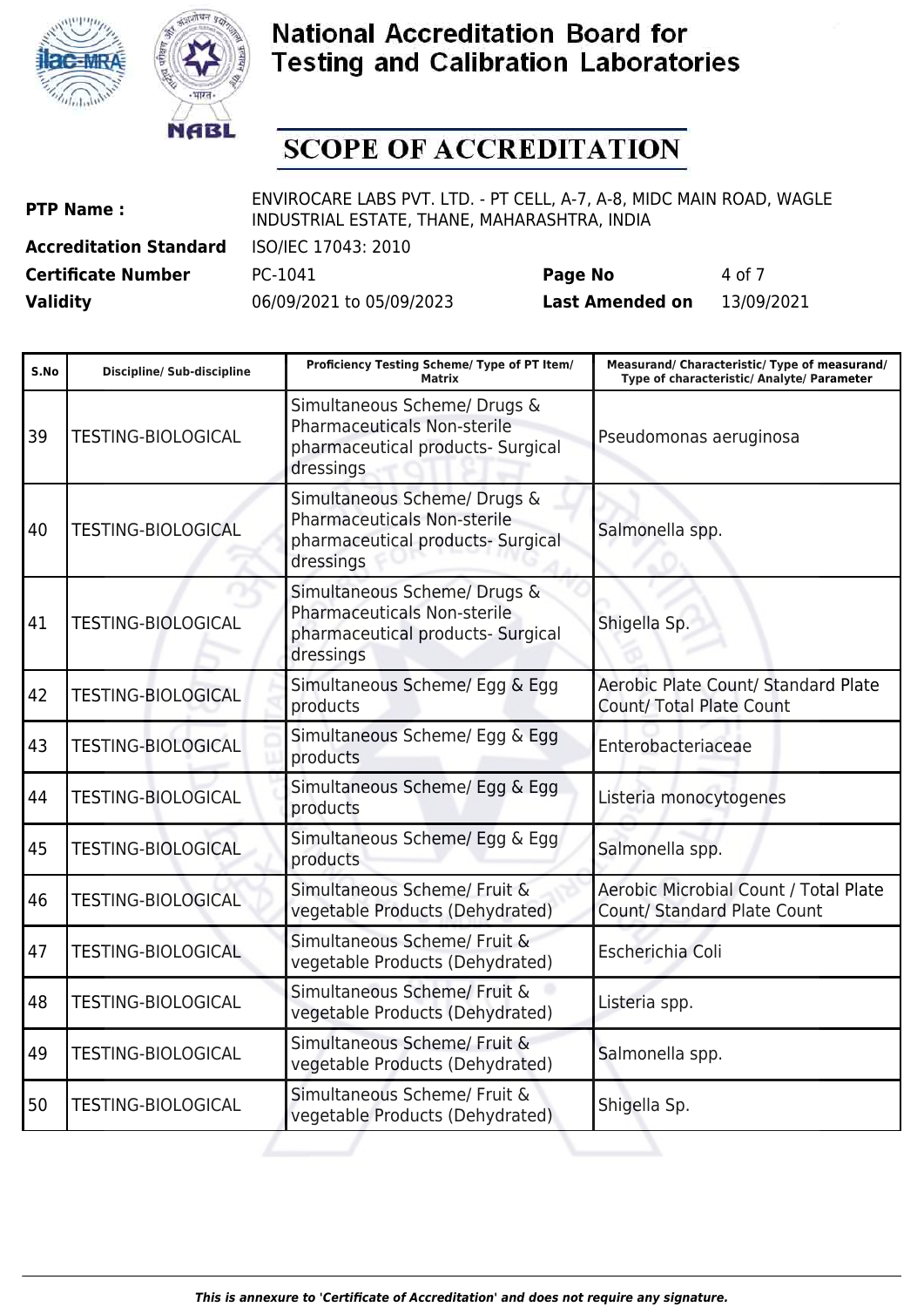# National Accreditation Board for Testing and Calibration Laboratories

## SCOPE OF ACCREDITATION

| | | | |
|---|---|---|---|
| **PTP Name :** | ENVIROCARE LABS PVT. LTD. - PT CELL, A-7, A-8, MIDC MAIN ROAD, WAGLE INDUSTRIAL ESTATE, THANE, MAHARASHTRA, INDIA | | |
| **Accreditation Standard** | ISO/IEC 17043: 2010 | | |
| **Certificate Number** | PC-1041 | **Page No** | 4 of 7 |
| **Validity** | 06/09/2021 to 05/09/2023 | **Last Amended on** | 13/09/2021 |

| S.No | Discipline/ Sub-discipline | Proficiency Testing Scheme/ Type of PT Item/ Matrix | Measurand/ Characteristic/ Type of measurand/ Type of characteristic/ Analyte/ Parameter |
|---|---|---|---|
| 39 | TESTING-BIOLOGICAL | Simultaneous Scheme/ Drugs & Pharmaceuticals Non-sterile pharmaceutical products- Surgical dressings | Pseudomonas aeruginosa |
| 40 | TESTING-BIOLOGICAL | Simultaneous Scheme/ Drugs & Pharmaceuticals Non-sterile pharmaceutical products- Surgical dressings | Salmonella spp. |
| 41 | TESTING-BIOLOGICAL | Simultaneous Scheme/ Drugs & Pharmaceuticals Non-sterile pharmaceutical products- Surgical dressings | Shigella Sp. |
| 42 | TESTING-BIOLOGICAL | Simultaneous Scheme/ Egg & Egg products | Aerobic Plate Count/ Standard Plate Count/ Total Plate Count |
| 43 | TESTING-BIOLOGICAL | Simultaneous Scheme/ Egg & Egg products | Enterobacteriaceae |
| 44 | TESTING-BIOLOGICAL | Simultaneous Scheme/ Egg & Egg products | Listeria monocytogenes |
| 45 | TESTING-BIOLOGICAL | Simultaneous Scheme/ Egg & Egg products | Salmonella spp. |
| 46 | TESTING-BIOLOGICAL | Simultaneous Scheme/ Fruit & vegetable Products (Dehydrated) | Aerobic Microbial Count / Total Plate Count/ Standard Plate Count |
| 47 | TESTING-BIOLOGICAL | Simultaneous Scheme/ Fruit & vegetable Products (Dehydrated) | Escherichia Coli |
| 48 | TESTING-BIOLOGICAL | Simultaneous Scheme/ Fruit & vegetable Products (Dehydrated) | Listeria spp. |
| 49 | TESTING-BIOLOGICAL | Simultaneous Scheme/ Fruit & vegetable Products (Dehydrated) | Salmonella spp. |
| 50 | TESTING-BIOLOGICAL | Simultaneous Scheme/ Fruit & vegetable Products (Dehydrated) | Shigella Sp. |

*This is annexure to 'Certificate of Accreditation' and does not require any signature.*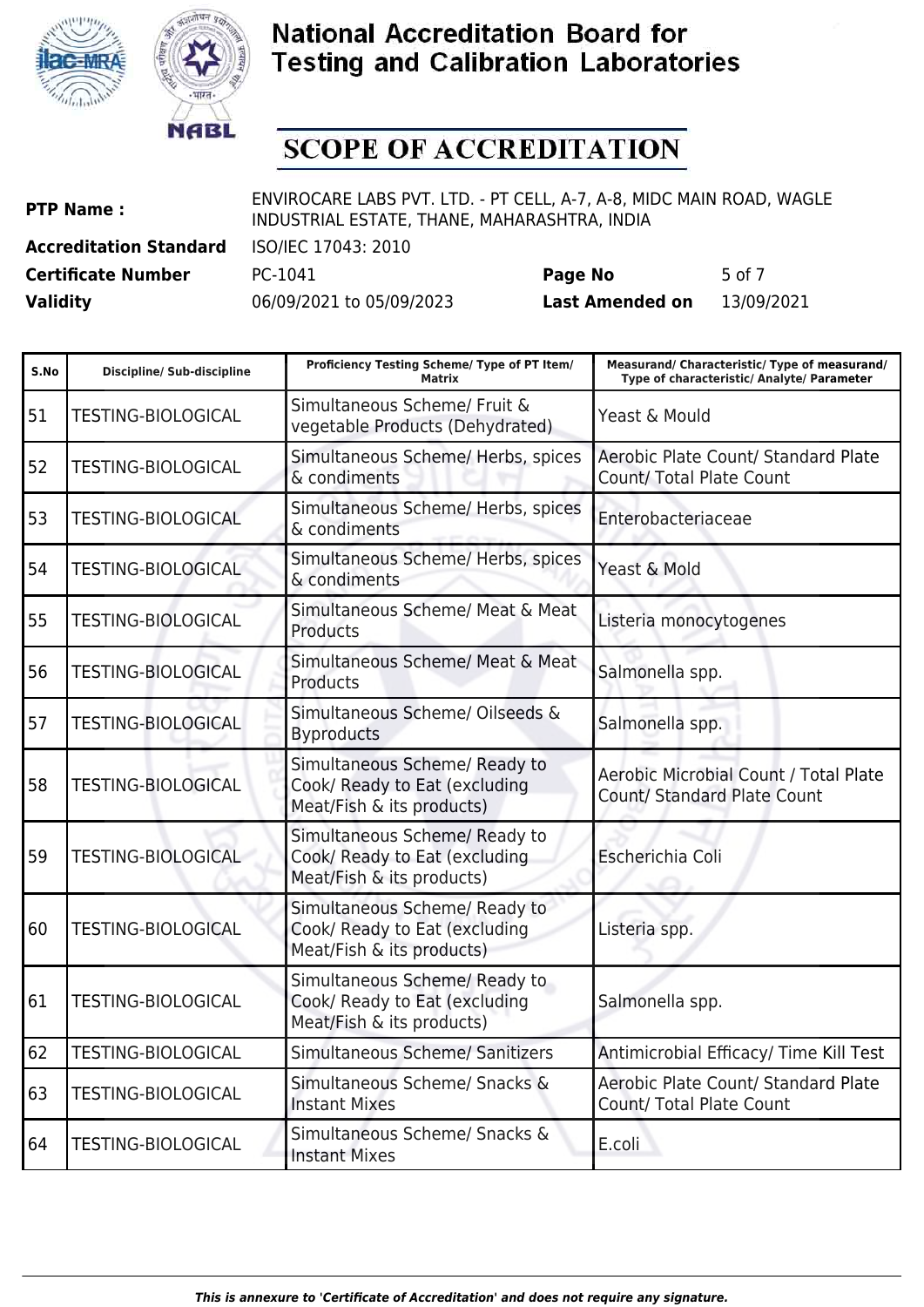# National Accreditation Board for Testing and Calibration Laboratories

## SCOPE OF ACCREDITATION

| | | | |
|---|---|---|---|
| **PTP Name :** | ENVIROCARE LABS PVT. LTD. - PT CELL, A-7, A-8, MIDC MAIN ROAD, WAGLE INDUSTRIAL ESTATE, THANE, MAHARASHTRA, INDIA | | |
| **Accreditation Standard** | ISO/IEC 17043: 2010 | | |
| **Certificate Number** | PC-1041 | **Page No** | 5 of 7 |
| **Validity** | 06/09/2021 to 05/09/2023 | **Last Amended on** | 13/09/2021 |

| S.No | Discipline/ Sub-discipline | Proficiency Testing Scheme/ Type of PT Item/ Matrix | Measurand/ Characteristic/ Type of measurand/ Type of characteristic/ Analyte/ Parameter |
|---|---|---|---|
| 51 | TESTING-BIOLOGICAL | Simultaneous Scheme/ Fruit & vegetable Products (Dehydrated) | Yeast & Mould |
| 52 | TESTING-BIOLOGICAL | Simultaneous Scheme/ Herbs, spices & condiments | Aerobic Plate Count/ Standard Plate Count/ Total Plate Count |
| 53 | TESTING-BIOLOGICAL | Simultaneous Scheme/ Herbs, spices & condiments | Enterobacteriaceae |
| 54 | TESTING-BIOLOGICAL | Simultaneous Scheme/ Herbs, spices & condiments | Yeast & Mold |
| 55 | TESTING-BIOLOGICAL | Simultaneous Scheme/ Meat & Meat Products | Listeria monocytogenes |
| 56 | TESTING-BIOLOGICAL | Simultaneous Scheme/ Meat & Meat Products | Salmonella spp. |
| 57 | TESTING-BIOLOGICAL | Simultaneous Scheme/ Oilseeds & Byproducts | Salmonella spp. |
| 58 | TESTING-BIOLOGICAL | Simultaneous Scheme/ Ready to Cook/ Ready to Eat (excluding Meat/Fish & its products) | Aerobic Microbial Count / Total Plate Count/ Standard Plate Count |
| 59 | TESTING-BIOLOGICAL | Simultaneous Scheme/ Ready to Cook/ Ready to Eat (excluding Meat/Fish & its products) | Escherichia Coli |
| 60 | TESTING-BIOLOGICAL | Simultaneous Scheme/ Ready to Cook/ Ready to Eat (excluding Meat/Fish & its products) | Listeria spp. |
| 61 | TESTING-BIOLOGICAL | Simultaneous Scheme/ Ready to Cook/ Ready to Eat (excluding Meat/Fish & its products) | Salmonella spp. |
| 62 | TESTING-BIOLOGICAL | Simultaneous Scheme/ Sanitizers | Antimicrobial Efficacy/ Time Kill Test |
| 63 | TESTING-BIOLOGICAL | Simultaneous Scheme/ Snacks & Instant Mixes | Aerobic Plate Count/ Standard Plate Count/ Total Plate Count |
| 64 | TESTING-BIOLOGICAL | Simultaneous Scheme/ Snacks & Instant Mixes | E.coli |

*This is annexure to 'Certificate of Accreditation' and does not require any signature.*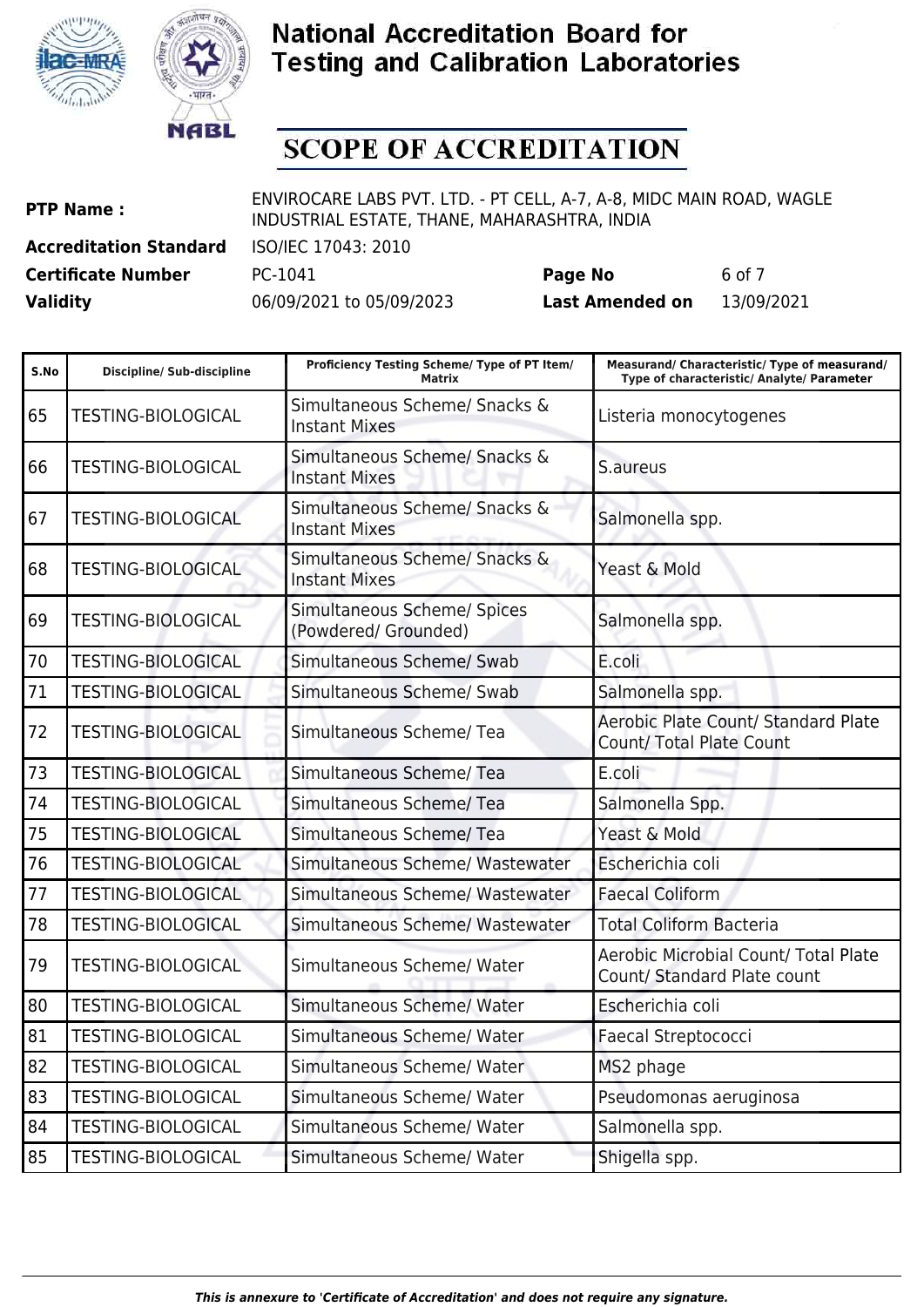# National Accreditation Board for Testing and Calibration Laboratories

## SCOPE OF ACCREDITATION

| | | | |
|---|---|---|---|
| **PTP Name :** | ENVIROCARE LABS PVT. LTD. - PT CELL, A-7, A-8, MIDC MAIN ROAD, WAGLE INDUSTRIAL ESTATE, THANE, MAHARASHTRA, INDIA | | |
| **Accreditation Standard** | ISO/IEC 17043: 2010 | | |
| **Certificate Number** | PC-1041 | **Page No** | 6 of 7 |
| **Validity** | 06/09/2021 to 05/09/2023 | **Last Amended on** | 13/09/2021 |

| S.No | Discipline/ Sub-discipline | Proficiency Testing Scheme/ Type of PT Item/ Matrix | Measurand/ Characteristic/ Type of measurand/ Type of characteristic/ Analyte/ Parameter |
|---|---|---|---|
| 65 | TESTING-BIOLOGICAL | Simultaneous Scheme/ Snacks & Instant Mixes | Listeria monocytogenes |
| 66 | TESTING-BIOLOGICAL | Simultaneous Scheme/ Snacks & Instant Mixes | S.aureus |
| 67 | TESTING-BIOLOGICAL | Simultaneous Scheme/ Snacks & Instant Mixes | Salmonella spp. |
| 68 | TESTING-BIOLOGICAL | Simultaneous Scheme/ Snacks & Instant Mixes | Yeast & Mold |
| 69 | TESTING-BIOLOGICAL | Simultaneous Scheme/ Spices (Powdered/ Grounded) | Salmonella spp. |
| 70 | TESTING-BIOLOGICAL | Simultaneous Scheme/ Swab | E.coli |
| 71 | TESTING-BIOLOGICAL | Simultaneous Scheme/ Swab | Salmonella spp. |
| 72 | TESTING-BIOLOGICAL | Simultaneous Scheme/ Tea | Aerobic Plate Count/ Standard Plate Count/ Total Plate Count |
| 73 | TESTING-BIOLOGICAL | Simultaneous Scheme/ Tea | E.coli |
| 74 | TESTING-BIOLOGICAL | Simultaneous Scheme/ Tea | Salmonella Spp. |
| 75 | TESTING-BIOLOGICAL | Simultaneous Scheme/ Tea | Yeast & Mold |
| 76 | TESTING-BIOLOGICAL | Simultaneous Scheme/ Wastewater | Escherichia coli |
| 77 | TESTING-BIOLOGICAL | Simultaneous Scheme/ Wastewater | Faecal Coliform |
| 78 | TESTING-BIOLOGICAL | Simultaneous Scheme/ Wastewater | Total Coliform Bacteria |
| 79 | TESTING-BIOLOGICAL | Simultaneous Scheme/ Water | Aerobic Microbial Count/ Total Plate Count/ Standard Plate count |
| 80 | TESTING-BIOLOGICAL | Simultaneous Scheme/ Water | Escherichia coli |
| 81 | TESTING-BIOLOGICAL | Simultaneous Scheme/ Water | Faecal Streptococci |
| 82 | TESTING-BIOLOGICAL | Simultaneous Scheme/ Water | MS2 phage |
| 83 | TESTING-BIOLOGICAL | Simultaneous Scheme/ Water | Pseudomonas aeruginosa |
| 84 | TESTING-BIOLOGICAL | Simultaneous Scheme/ Water | Salmonella spp. |
| 85 | TESTING-BIOLOGICAL | Simultaneous Scheme/ Water | Shigella spp. |

*This is annexure to 'Certificate of Accreditation' and does not require any signature.*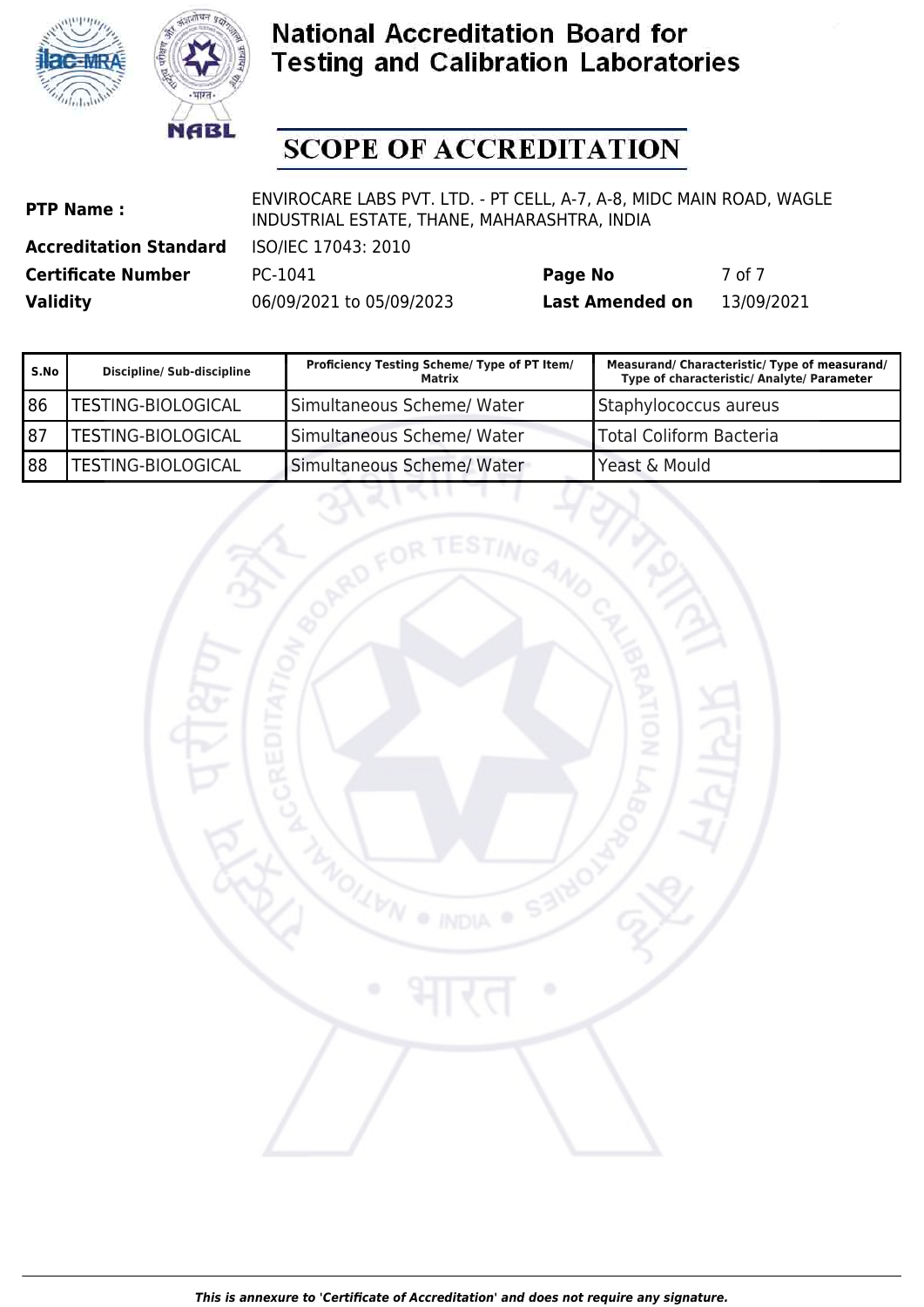# National Accreditation Board for Testing and Calibration Laboratories

## SCOPE OF ACCREDITATION

| | | | |
|---|---|---|---|
| **PTP Name :** | ENVIROCARE LABS PVT. LTD. - PT CELL, A-7, A-8, MIDC MAIN ROAD, WAGLE INDUSTRIAL ESTATE, THANE, MAHARASHTRA, INDIA | | |
| **Accreditation Standard** | ISO/IEC 17043: 2010 | | |
| **Certificate Number** | PC-1041 | **Page No** | 7 of 7 |
| **Validity** | 06/09/2021 to 05/09/2023 | **Last Amended on** | 13/09/2021 |

| S.No | Discipline/ Sub-discipline | Proficiency Testing Scheme/ Type of PT Item/ Matrix | Measurand/ Characteristic/ Type of measurand/ Type of characteristic/ Analyte/ Parameter |
|---|---|---|---|
| 86 | TESTING-BIOLOGICAL | Simultaneous Scheme/ Water | Staphylococcus aureus |
| 87 | TESTING-BIOLOGICAL | Simultaneous Scheme/ Water | Total Coliform Bacteria |
| 88 | TESTING-BIOLOGICAL | Simultaneous Scheme/ Water | Yeast & Mould |

*This is annexure to 'Certificate of Accreditation' and does not require any signature.*